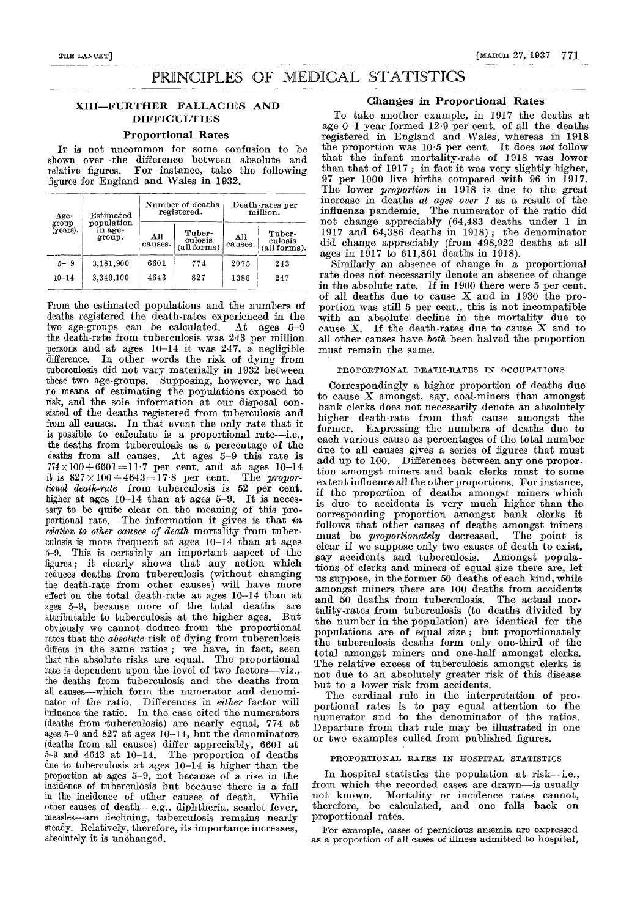# PRINCIPLES OF MEDICAL STATISTICS

## XIII—FURTHER FALLACIES AND DIFFICULTIES

### Proportional Rates

It is not uncommon for some confusion to be shown over the difference between absolute and relative figures. For instance, take the following figures for England and Wales in 1932.

| Age-group (years). | Estimated population in age-group. | Number of deaths registered. | | Death-rates per million. | |
|---|---|---|---|---|---|
| | | All causes. | Tuber-culosis (all forms). | All causes. | Tuber-culosis (all forms). |
| 5– 9 | 3,181,900 | 6601 | 774 | 2075 | 243 |
| 10–14 | 3,349,100 | 4643 | 827 | 1386 | 247 |

From the estimated populations and the numbers of deaths registered the death-rates experienced in the two age-groups can be calculated. At ages 5–9 the death-rate from tuberculosis was 243 per million persons and at ages 10–14 it was 247, a negligible difference. In other words the risk of dying from tuberculosis did not vary materially in 1932 between these two age-groups. Supposing, however, we had no means of estimating the populations exposed to risk, and the sole information at our disposal consisted of the deaths registered from tuberculosis and from all causes. In that event the only rate that it is possible to calculate is a proportional rate—i.e., the deaths from tuberculosis as a percentage of the deaths from all causes. At ages 5–9 this rate is $774 \times 100 \div 6601 = 11{\cdot}7$ per cent. and at ages 10–14 it is $827 \times 100 \div 4643 = 17{\cdot}8$ per cent. The *proportional death-rate* from tuberculosis is 52 per cent. higher at ages 10–14 than at ages 5–9. It is necessary to be quite clear on the meaning of this proportional rate. The information it gives is that *in relation to other causes of death* mortality from tuberculosis is more frequent at ages 10–14 than at ages 5–9. This is certainly an important aspect of the figures; it clearly shows that any action which reduces deaths from tuberculosis (without changing the death-rate from other causes) will have more effect on the total death-rate at ages 10–14 than at ages 5–9, because more of the total deaths are attributable to tuberculosis at the higher ages. But obviously we cannot deduce from the proportional rates that the *absolute* risk of dying from tuberculosis differs in the same ratios; we have, in fact, seen that the absolute risks are equal. The proportional rate is dependent upon the level of two factors—viz., the deaths from tuberculosis and the deaths from all causes—which form the numerator and denominator of the ratio. Differences in *either* factor will influence the ratio. In the case cited the numerators (deaths from tuberculosis) are nearly equal, 774 at ages 5–9 and 827 at ages 10–14, but the denominators (deaths from all causes) differ appreciably, 6601 at 5–9 and 4643 at 10–14. The proportion of deaths due to tuberculosis at ages 10–14 is higher than the proportion at ages 5–9, not because of a rise in the incidence of tuberculosis but because there is a fall in the incidence of other causes of death. While other causes of death—e.g., diphtheria, scarlet fever, measles—are declining, tuberculosis remains nearly steady. Relatively, therefore, its importance increases, absolutely it is unchanged.

### Changes in Proportional Rates

To take another example, in 1917 the deaths at age 0–1 year formed 12·9 per cent. of all the deaths registered in England and Wales, whereas in 1918 the proportion was 10·5 per cent. It does *not* follow that the infant mortality-rate of 1918 was lower than that of 1917; in fact it was very slightly higher, 97 per 1000 live births compared with 96 in 1917. The lower *proportion* in 1918 is due to the great increase in deaths *at ages over 1* as a result of the influenza pandemic. The numerator of the ratio did not change appreciably (64,483 deaths under 1 in 1917 and 64,386 deaths in 1918); the denominator did change appreciably (from 498,922 deaths at all ages in 1917 to 611,861 deaths in 1918).

Similarly an absence of change in a proportional rate does not necessarily denote an absence of change in the absolute rate. If in 1900 there were 5 per cent. of all deaths due to cause X and in 1930 the proportion was still 5 per cent., this is not incompatible with an absolute decline in the mortality due to cause X. If the death-rates due to cause X and to all other causes have *both* been halved the proportion must remain the same.

#### PROPORTIONAL DEATH-RATES IN OCCUPATIONS

Correspondingly a higher proportion of deaths due to cause X amongst, say, coal-miners than amongst bank clerks does not necessarily denote an absolutely higher death-rate from that cause amongst the former. Expressing the numbers of deaths due to each various cause as percentages of the total number due to all causes gives a series of figures that must add up to 100. Differences between any one proportion amongst miners and bank clerks must to some extent influence all the other proportions. For instance, if the proportion of deaths amongst miners which is due to accidents is very much higher than the corresponding proportion amongst bank clerks it follows that other causes of deaths amongst miners must be *proportionately* decreased. The point is clear if we suppose only two causes of death to exist, say accidents and tuberculosis. Amongst populations of clerks and miners of equal size there are, let us suppose, in the former 50 deaths of each kind, while amongst miners there are 100 deaths from accidents and 50 deaths from tuberculosis. The actual mortality-rates from tuberculosis (to deaths divided by the number in the population) are identical for the populations are of equal size; but proportionately the tuberculosis deaths form only one-third of the total amongst miners and one-half amongst clerks. The relative excess of tuberculosis amongst clerks is not due to an absolutely greater risk of this disease but to a lower risk from accidents.

The cardinal rule in the interpretation of proportional rates is to pay equal attention to the numerator and to the denominator of the ratios. Departure from that rule may be illustrated in one or two examples culled from published figures.

#### PROPORTIONAL RATES IN HOSPITAL STATISTICS

In hospital statistics the population at risk—i.e., from which the recorded cases are drawn—is usually not known. Mortality or incidence rates cannot, therefore, be calculated, and one falls back on proportional rates.

For example, cases of pernicious anæmia are expressed as a proportion of all cases of illness admitted to hospital,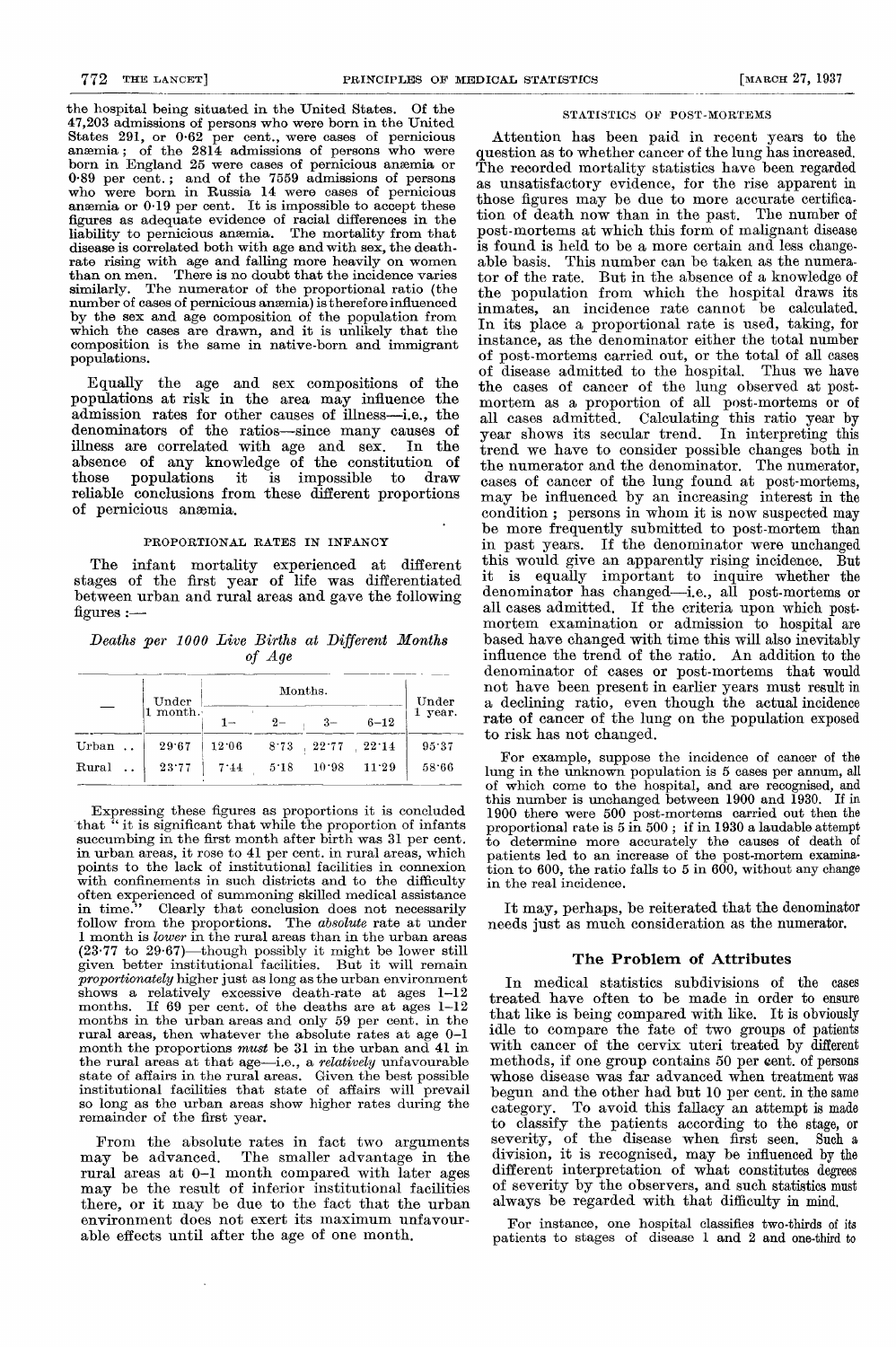the hospital being situated in the United States. Of the 47,203 admissions of persons who were born in the United States 291, or 0·62 per cent., were cases of pernicious anæmia; of the 2814 admissions of persons who were born in England 25 were cases of pernicious anæmia or 0·89 per cent.; and of the 7559 admissions of persons who were born in Russia 14 were cases of pernicious anæmia or 0·19 per cent. It is impossible to accept these figures as adequate evidence of racial differences in the liability to pernicious anæmia. The mortality from that disease is correlated both with age and with sex, the death-rate rising with age and falling more heavily on women than on men. There is no doubt that the incidence varies similarly. The numerator of the proportional ratio (the number of cases of pernicious anæmia) is therefore influenced by the sex and age composition of the population from which the cases are drawn, and it is unlikely that the composition is the same in native-born and immigrant populations.

Equally the age and sex compositions of the populations at risk in the area may influence the admission rates for other causes of illness—i.e., the denominators of the ratios—since many causes of illness are correlated with age and sex. In the absence of any knowledge of the constitution of those populations it is impossible to draw reliable conclusions from these different proportions of pernicious anæmia.

### PROPORTIONAL RATES IN INFANCY

The infant mortality experienced at different stages of the first year of life was differentiated between urban and rural areas and gave the following figures :—

*Deaths per 1000 Live Births at Different Months of Age*

| — | Under 1 month. | Months. | | | | Under 1 year. |
|---|---|---|---|---|---|---|
| | | 1– | 2– | 3– | 6–12 | |
| Urban .. | 29·67 | 12·06 | 8·73 | 22·77 | 22·14 | 95·37 |
| Rural .. | 23·77 | 7·44 | 5·18 | 10·98 | 11·29 | 58·66 |

Expressing these figures as proportions it is concluded that "it is significant that while the proportion of infants succumbing in the first month after birth was 31 per cent. in urban areas, it rose to 41 per cent. in rural areas, which points to the lack of institutional facilities in connexion with confinements in such districts and to the difficulty often experienced of summoning skilled medical assistance in time." Clearly that conclusion does not necessarily follow from the proportions. The *absolute* rate at under 1 month is *lower* in the rural areas than in the urban areas (23·77 to 29·67)—though possibly it might be lower still given better institutional facilities. But it will remain *proportionately* higher just as long as the urban environment shows a relatively excessive death-rate at ages 1–12 months. If 69 per cent. of the deaths are at ages 1–12 months in the urban areas and only 59 per cent. in the rural areas, then whatever the absolute rates at age 0–1 month the proportions *must* be 31 in the urban and 41 in the rural areas at that age—i.e., a *relatively* unfavourable state of affairs in the rural areas. Given the best possible institutional facilities that state of affairs will prevail so long as the urban areas show higher rates during the remainder of the first year.

From the absolute rates in fact two arguments may be advanced. The smaller advantage in the rural areas at 0–1 month compared with later ages may be the result of inferior institutional facilities there, or it may be due to the fact that the urban environment does not exert its maximum unfavourable effects until after the age of one month.

### STATISTICS OF POST-MORTEMS

Attention has been paid in recent years to the question as to whether cancer of the lung has increased. The recorded mortality statistics have been regarded as unsatisfactory evidence, for the rise apparent in those figures may be due to more accurate certification of death now than in the past. The number of post-mortems at which this form of malignant disease is found is held to be a more certain and less changeable basis. This number can be taken as the numerator of the rate. But in the absence of a knowledge of the population from which the hospital draws its inmates, an incidence rate cannot be calculated. In its place a proportional rate is used, taking, for instance, as the denominator either the total number of post-mortems carried out, or the total of all cases of disease admitted to the hospital. Thus we have the cases of cancer of the lung observed at post-mortem as a proportion of all post-mortems or of all cases admitted. Calculating this ratio year by year shows its secular trend. In interpreting this trend we have to consider possible changes both in the numerator and the denominator. The numerator, cases of cancer of the lung found at post-mortems, may be influenced by an increasing interest in the condition; persons in whom it is now suspected may be more frequently submitted to post-mortem than in past years. If the denominator were unchanged this would give an apparently rising incidence. But it is equally important to inquire whether the denominator has changed—i.e., all post-mortems or all cases admitted. If the criteria upon which post-mortem examination or admission to hospital are based have changed with time this will also inevitably influence the trend of the ratio. An addition to the denominator of cases or post-mortems that would not have been present in earlier years must result in a declining ratio, even though the actual incidence rate of cancer of the lung on the population exposed to risk has not changed.

For example, suppose the incidence of cancer of the lung in the unknown population is 5 cases per annum, all of which come to the hospital, and are recognised, and this number is unchanged between 1900 and 1930. If in 1900 there were 500 post-mortems carried out then the proportional rate is 5 in 500; if in 1930 a laudable attempt to determine more accurately the causes of death of patients led to an increase of the post-mortem examination to 600, the ratio falls to 5 in 600, without any change in the real incidence.

It may, perhaps, be reiterated that the denominator needs just as much consideration as the numerator.

## The Problem of Attributes

In medical statistics subdivisions of the cases treated have often to be made in order to ensure that like is being compared with like. It is obviously idle to compare the fate of two groups of patients with cancer of the cervix uteri treated by different methods, if one group contains 50 per cent. of persons whose disease was far advanced when treatment was begun and the other had but 10 per cent. in the same category. To avoid this fallacy an attempt is made to classify the patients according to the stage, or severity, of the disease when first seen. Such a division, it is recognised, may be influenced by the different interpretation of what constitutes degrees of severity by the observers, and such statistics must always be regarded with that difficulty in mind.

For instance, one hospital classifies two-thirds of its patients to stages of disease 1 and 2 and one-third to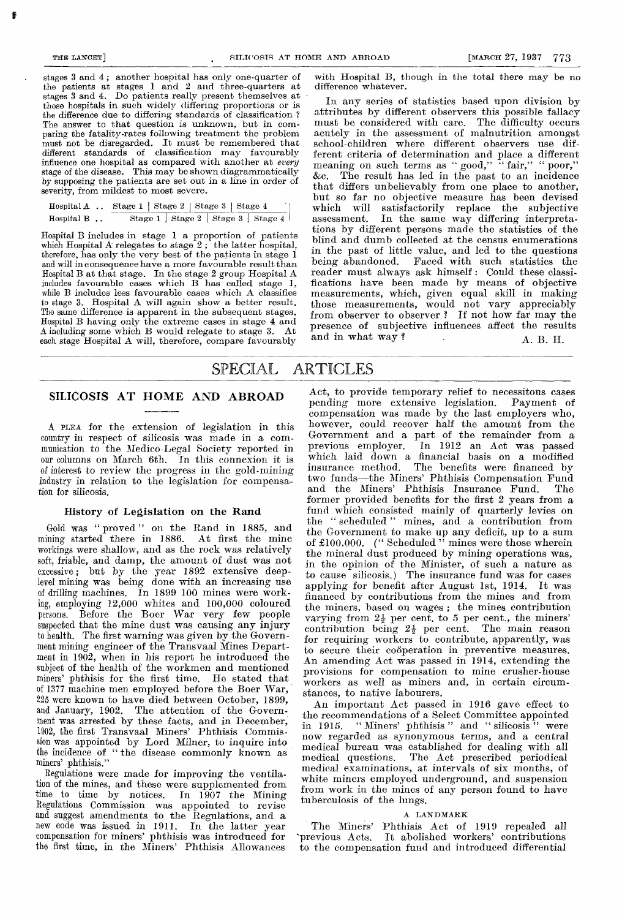stages 3 and 4; another hospital has only one-quarter of the patients at stages 1 and 2 and three-quarters at stages 3 and 4. Do patients really present themselves at those hospitals in such widely differing proportions or is the difference due to differing standards of classification? The answer to that question is unknown, but in comparing the fatality-rates following treatment the problem must not be disregarded. It must be remembered that different standards of classification may favourably influence one hospital as compared with another at *every* stage of the disease. This may be shown diagrammatically by supposing the patients are set out in a line in order of severity, from mildest to most severe.

| | | | | |
|---|---|---|---|---|
| Hospital A .. | Stage 1 | Stage 2 | Stage 3 | Stage 4 |
| Hospital B .. | Stage 1 | Stage 2 | Stage 3 | Stage 4 |

Hospital B includes in stage 1 a proportion of patients which Hospital A relegates to stage 2; the latter hospital, therefore, has only the very best of the patients in stage 1 and will in consequence have a more favourable result than Hospital B at that stage. In the stage 2 group Hospital A includes favourable cases which B has called stage 1, while B includes less favourable cases which A classifies to stage 3. Hospital A will again show a better result. The same difference is apparent in the subsequent stages, Hospital B having only the extreme cases in stage 4 and A including some which B would relegate to stage 3. At each stage Hospital A will, therefore, compare favourably with Hospital B, though in the total there may be no difference whatever.

In any series of statistics based upon division by attributes by different observers this possible fallacy must be considered with care. The difficulty occurs acutely in the assessment of malnutrition amongst school-children where different observers use different criteria of determination and place a different meaning on such terms as "good," "fair," "poor," &c. The result has led in the past to an incidence that differs unbelievably from one place to another, but so far no objective measure has been devised which will satisfactorily replace the subjective assessment. In the same way differing interpretations by different persons made the statistics of the blind and dumb collected at the census enumerations in the past of little value, and led to the questions being abandoned. Faced with such statistics the reader must always ask himself: Could these classifications have been made by means of objective measurements, which, given equal skill in making those measurements, would not vary appreciably from observer to observer? If not how far may the presence of subjective influences affect the results and in what way?

A. B. H.

# SPECIAL ARTICLES

## SILICOSIS AT HOME AND ABROAD

A PLEA for the extension of legislation in this country in respect of silicosis was made in a communication to the Medico-Legal Society reported in our columns on March 6th. In this connexion it is of interest to review the progress in the gold-mining industry in relation to the legislation for compensation for silicosis.

### History of Legislation on the Rand

Gold was "proved" on the Rand in 1885, and mining started there in 1886. At first the mine workings were shallow, and as the rock was relatively soft, friable, and damp, the amount of dust was not excessive; but by the year 1892 extensive deep-level mining was being done with an increasing use of drilling machines. In 1899 100 mines were working, employing 12,000 whites and 100,000 coloured persons. Before the Boer War very few people suspected that the mine dust was causing any injury to health. The first warning was given by the Government mining engineer of the Transvaal Mines Department in 1902, when in his report he introduced the subject of the health of the workmen and mentioned miners' phthisis for the first time. He stated that of 1377 machine men employed before the Boer War, 225 were known to have died between October, 1899, and January, 1902. The attention of the Government was arrested by these facts, and in December, 1902, the first Transvaal Miners' Phthisis Commission was appointed by Lord Milner, to inquire into the incidence of "the disease commonly known as miners' phthisis."

Regulations were made for improving the ventilation of the mines, and these were supplemented from time to time by notices. In 1907 the Mining Regulations Commission was appointed to revise and suggest amendments to the Regulations, and a new code was issued in 1911. In the latter year compensation for miners' phthisis was introduced for the first time, in the Miners' Phthisis Allowances Act, to provide temporary relief to necessitous cases pending more extensive legislation. Payment of compensation was made by the last employers who, however, could recover half the amount from the Government and a part of the remainder from a previous employer. In 1912 an Act was passed which laid down a financial basis on a modified insurance method. The benefits were financed by two funds—the Miners' Phthisis Compensation Fund and the Miners' Phthisis Insurance Fund. The former provided benefits for the first 2 years from a fund which consisted mainly of quarterly levies on the "scheduled" mines, and a contribution from the Government to make up any deficit, up to a sum of £100,000. ("Scheduled" mines were those wherein the mineral dust produced by mining operations was, in the opinion of the Minister, of such a nature as to cause silicosis.) The insurance fund was for cases applying for benefit after August 1st, 1914. It was financed by contributions from the mines and from the miners, based on wages; the mines contribution varying from $2\frac{1}{2}$ per cent. to 5 per cent., the miners' contribution being $2\frac{1}{2}$ per cent. The main reason for requiring workers to contribute, apparently, was to secure their coöperation in preventive measures. An amending Act was passed in 1914, extending the provisions for compensation to mine crusher-house workers as well as miners and, in certain circumstances, to native labourers.

An important Act passed in 1916 gave effect to the recommendations of a Select Committee appointed in 1915. "Miners' phthisis" and "silicosis" were now regarded as synonymous terms, and a central medical bureau was established for dealing with all medical questions. The Act prescribed periodical medical examinations, at intervals of six months, of white miners employed underground, and suspension from work in the mines of any person found to have tuberculosis of the lungs.

#### A LANDMARK

The Miners' Phthisis Act of 1919 repealed all previous Acts. It abolished workers' contributions to the compensation fund and introduced differential